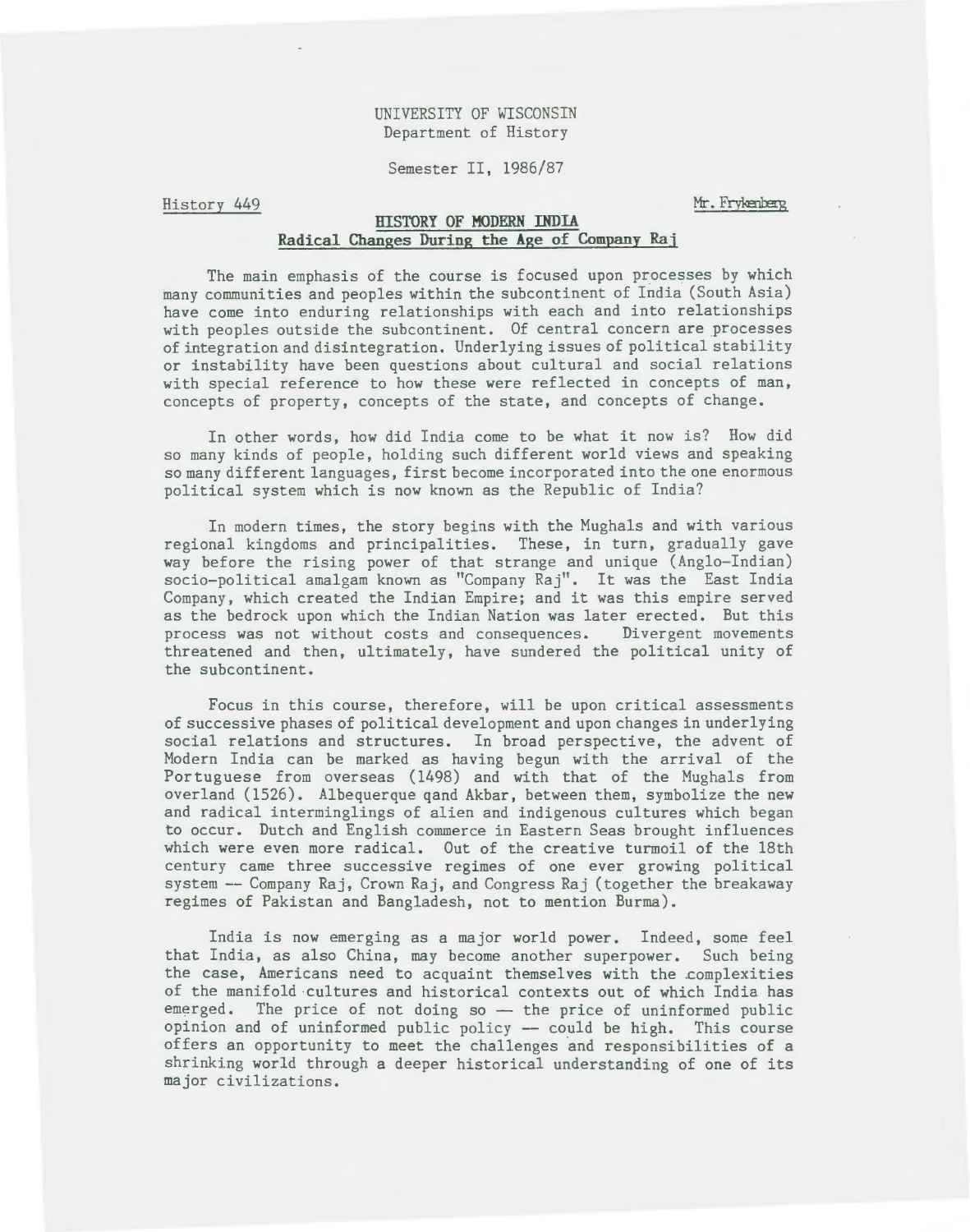UNIVERSITY OF WISCONSIN
Department of History

Semester II, 1986/87

History 449 Mr. Frykenberg

# HISTORY OF MODERN INDIA
## Radical Changes During the Age of Company Raj

The main emphasis of the course is focused upon processes by which many communities and peoples within the subcontinent of India (South Asia) have come into enduring relationships with each and into relationships with peoples outside the subcontinent. Of central concern are processes of integration and disintegration. Underlying issues of political stability or instability have been questions about cultural and social relations with special reference to how these were reflected in concepts of man, concepts of property, concepts of the state, and concepts of change.

In other words, how did India come to be what it now is? How did so many kinds of people, holding such different world views and speaking so many different languages, first become incorporated into the one enormous political system which is now known as the Republic of India?

In modern times, the story begins with the Mughals and with various regional kingdoms and principalities. These, in turn, gradually gave way before the rising power of that strange and unique (Anglo-Indian) socio-political amalgam known as "Company Raj". It was the East India Company, which created the Indian Empire; and it was this empire served as the bedrock upon which the Indian Nation was later erected. But this process was not without costs and consequences. Divergent movements threatened and then, ultimately, have sundered the political unity of the subcontinent.

Focus in this course, therefore, will be upon critical assessments of successive phases of political development and upon changes in underlying social relations and structures. In broad perspective, the advent of Modern India can be marked as having begun with the arrival of the Portuguese from overseas (1498) and with that of the Mughals from overland (1526). Albequerque qand Akbar, between them, symbolize the new and radical interminglings of alien and indigenous cultures which began to occur. Dutch and English commerce in Eastern Seas brought influences which were even more radical. Out of the creative turmoil of the 18th century came three successive regimes of one ever growing political system -- Company Raj, Crown Raj, and Congress Raj (together the breakaway regimes of Pakistan and Bangladesh, not to mention Burma).

India is now emerging as a major world power. Indeed, some feel that India, as also China, may become another superpower. Such being the case, Americans need to acquaint themselves with the complexities of the manifold cultures and historical contexts out of which India has emerged. The price of not doing so -- the price of uninformed public opinion and of uninformed public policy -- could be high. This course offers an opportunity to meet the challenges and responsibilities of a shrinking world through a deeper historical understanding of one of its major civilizations.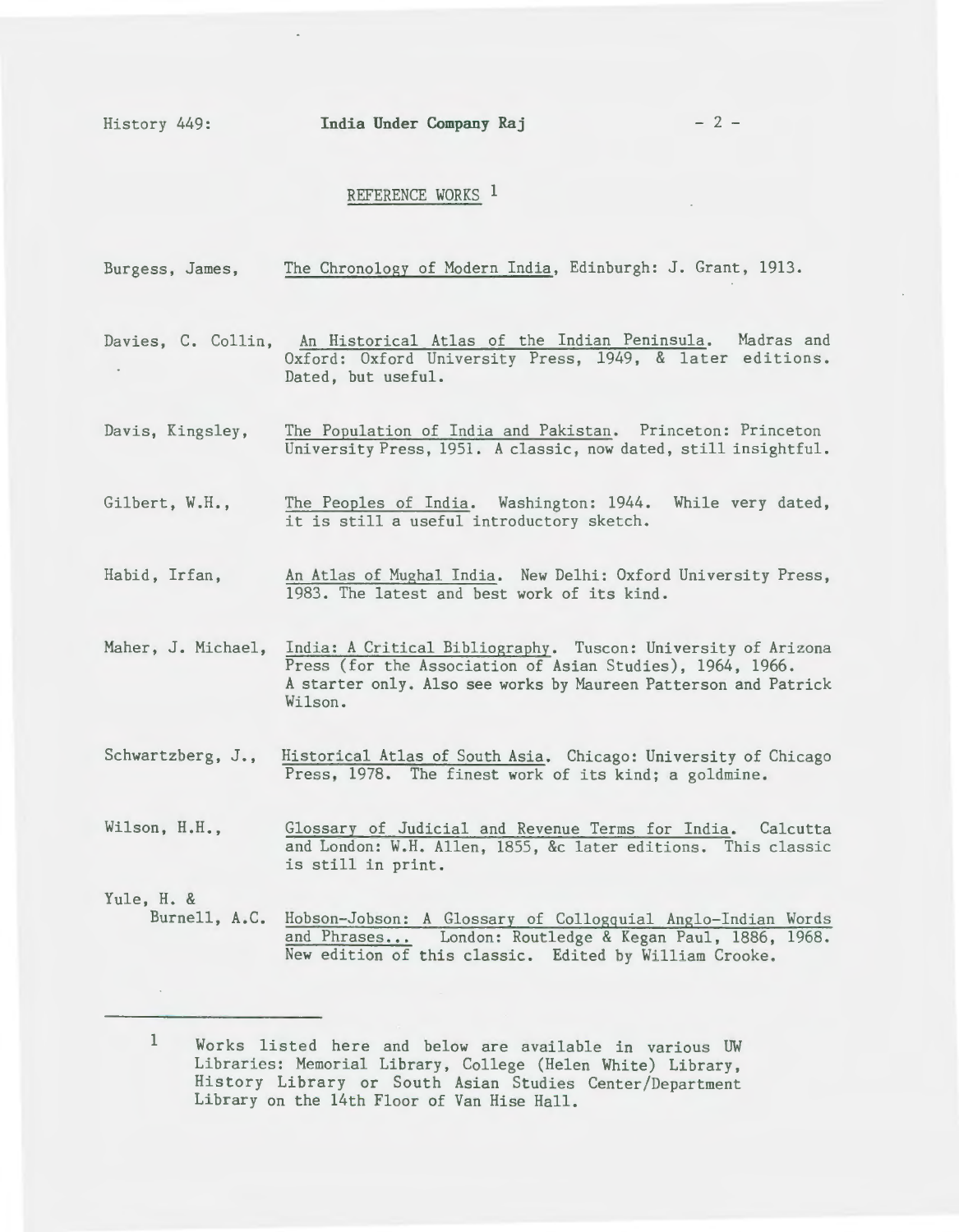## REFERENCE WORKS [1]

Burgess, James, The Chronology of Modern India, Edinburgh: J. Grant, 1913.

Davies, C. Collin, An Historical Atlas of the Indian Peninsula. Madras and Oxford: Oxford University Press, 1949, & later editions. Dated, but useful.

Davis, Kingsley, The Population of India and Pakistan. Princeton: Princeton University Press, 1951. A classic, now dated, still insightful.

Gilbert, W.H., The Peoples of India. Washington: 1944. While very dated, it is still a useful introductory sketch.

Habid, Irfan, An Atlas of Mughal India. New Delhi: Oxford University Press, 1983. The latest and best work of its kind.

Maher, J. Michael, India: A Critical Bibliography. Tuscon: University of Arizona Press (for the Association of Asian Studies), 1964, 1966. A starter only. Also see works by Maureen Patterson and Patrick Wilson.

Schwartzberg, J., Historical Atlas of South Asia. Chicago: University of Chicago Press, 1978. The finest work of its kind; a goldmine.

Wilson, H.H., Glossary of Judicial and Revenue Terms for India. Calcutta and London: W.H. Allen, 1855, &c later editions. This classic is still in print.

Yule, H. & Burnell, A.C. Hobson-Jobson: A Glossary of Collogquial Anglo-Indian Words and Phrases... London: Routledge & Kegan Paul, 1886, 1968. New edition of this classic. Edited by William Crooke.

---

[1] Works listed here and below are available in various UW Libraries: Memorial Library, College (Helen White) Library, History Library or South Asian Studies Center/Department Library on the 14th Floor of Van Hise Hall.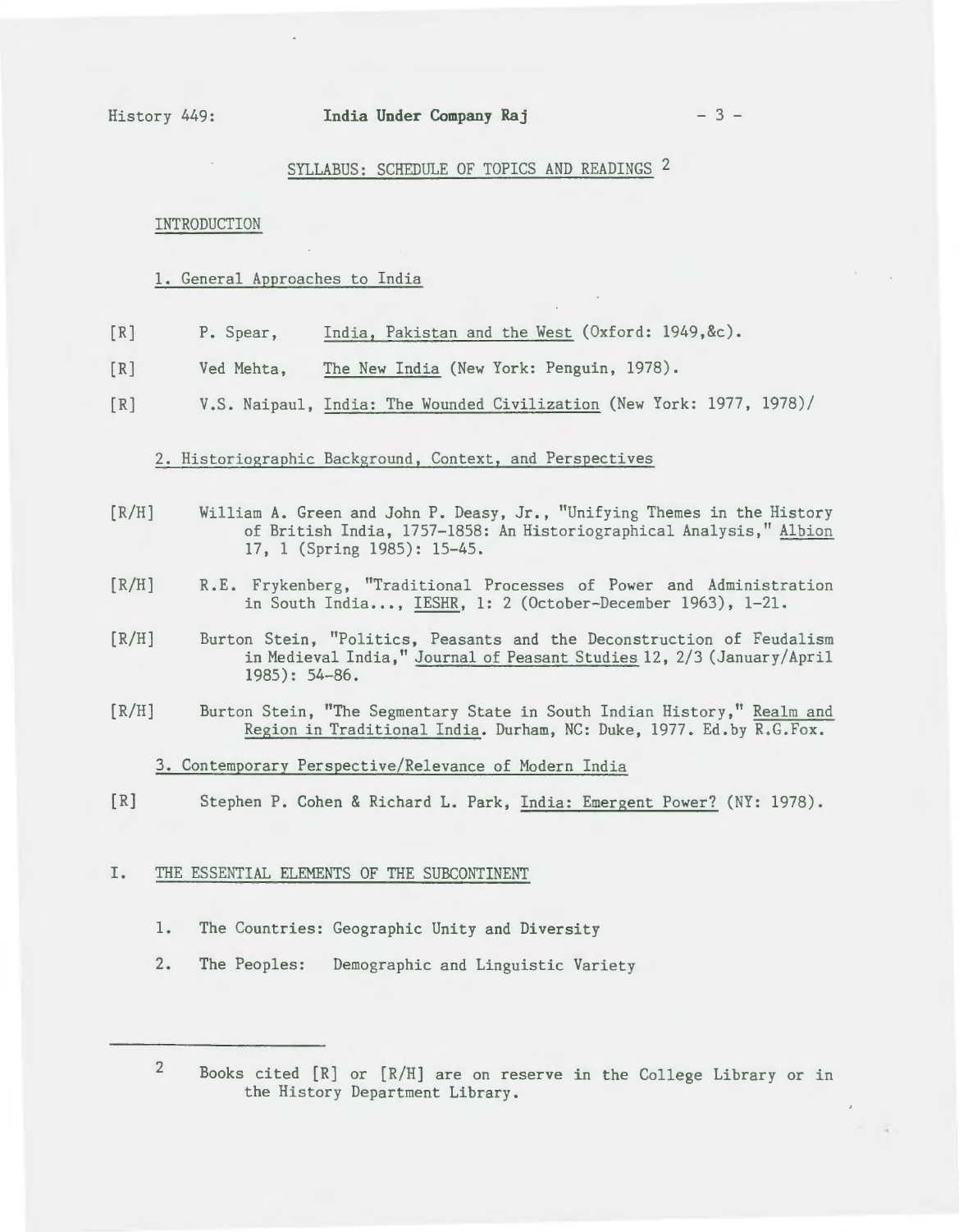## SYLLABUS: SCHEDULE OF TOPICS AND READINGS [2]

### INTRODUCTION

#### 1. General Approaches to India

[R] P. Spear, India, Pakistan and the West (Oxford: 1949,&c).

[R] Ved Mehta, The New India (New York: Penguin, 1978).

[R] V.S. Naipaul, India: The Wounded Civilization (New York: 1977, 1978)/

#### 2. Historiographic Background, Context, and Perspectives

[R/H] William A. Green and John P. Deasy, Jr., "Unifying Themes in the History of British India, 1757-1858: An Historiographical Analysis," Albion 17, 1 (Spring 1985): 15-45.

[R/H] R.E. Frykenberg, "Traditional Processes of Power and Administration in South India..., IESHR, 1: 2 (October-December 1963), 1-21.

[R/H] Burton Stein, "Politics, Peasants and the Deconstruction of Feudalism in Medieval India," Journal of Peasant Studies 12, 2/3 (January/April 1985): 54-86.

[R/H] Burton Stein, "The Segmentary State in South Indian History," Realm and Region in Traditional India. Durham, NC: Duke, 1977. Ed.by R.G.Fox.

#### 3. Contemporary Perspective/Relevance of Modern India

[R] Stephen P. Cohen & Richard L. Park, India: Emergent Power? (NY: 1978).

### I. THE ESSENTIAL ELEMENTS OF THE SUBCONTINENT

1. The Countries: Geographic Unity and Diversity
2. The Peoples: Demographic and Linguistic Variety

---

[2] Books cited [R] or [R/H] are on reserve in the College Library or in the History Department Library.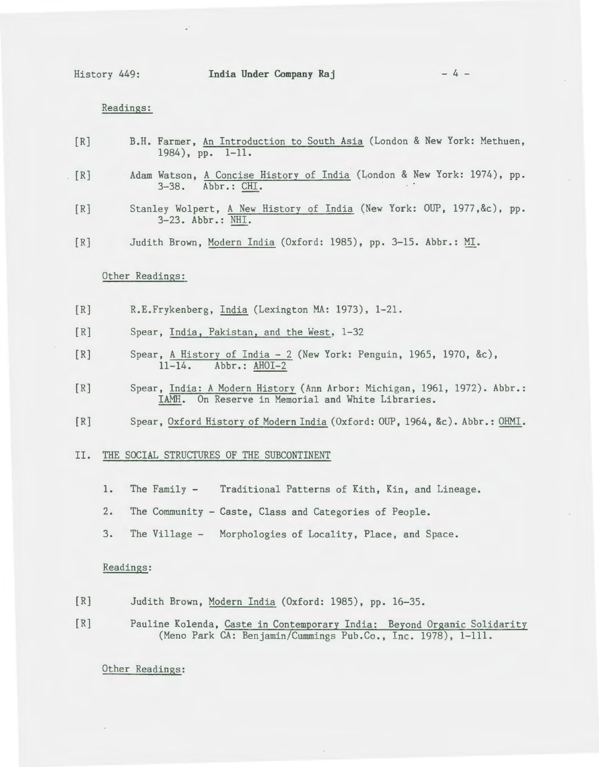Readings:

[R] B.H. Farmer, An Introduction to South Asia (London & New York: Methuen, 1984), pp. 1-11.

[R] Adam Watson, A Concise History of India (London & New York: 1974), pp. 3-38. Abbr.: CHI.

[R] Stanley Wolpert, A New History of India (New York: OUP, 1977,&c), pp. 3-23. Abbr.: NHI.

[R] Judith Brown, Modern India (Oxford: 1985), pp. 3-15. Abbr.: MI.

Other Readings:

[R] R.E.Frykenberg, India (Lexington MA: 1973), 1-21.

[R] Spear, India, Pakistan, and the West, 1-32

[R] Spear, A History of India - 2 (New York: Penguin, 1965, 1970, &c), 11-14. Abbr.: AHOI-2

[R] Spear, India: A Modern History (Ann Arbor: Michigan, 1961, 1972). Abbr.: IAMH. On Reserve in Memorial and White Libraries.

[R] Spear, Oxford History of Modern India (Oxford: OUP, 1964, &c). Abbr.: OHMI.

## II. THE SOCIAL STRUCTURES OF THE SUBCONTINENT

1. The Family - Traditional Patterns of Kith, Kin, and Lineage.
2. The Community - Caste, Class and Categories of People.
3. The Village - Morphologies of Locality, Place, and Space.

Readings:

[R] Judith Brown, Modern India (Oxford: 1985), pp. 16-35.

[R] Pauline Kolenda, Caste in Contemporary India: Beyond Organic Solidarity (Meno Park CA: Benjamin/Cummings Pub.Co., Inc. 1978), 1-111.

Other Readings: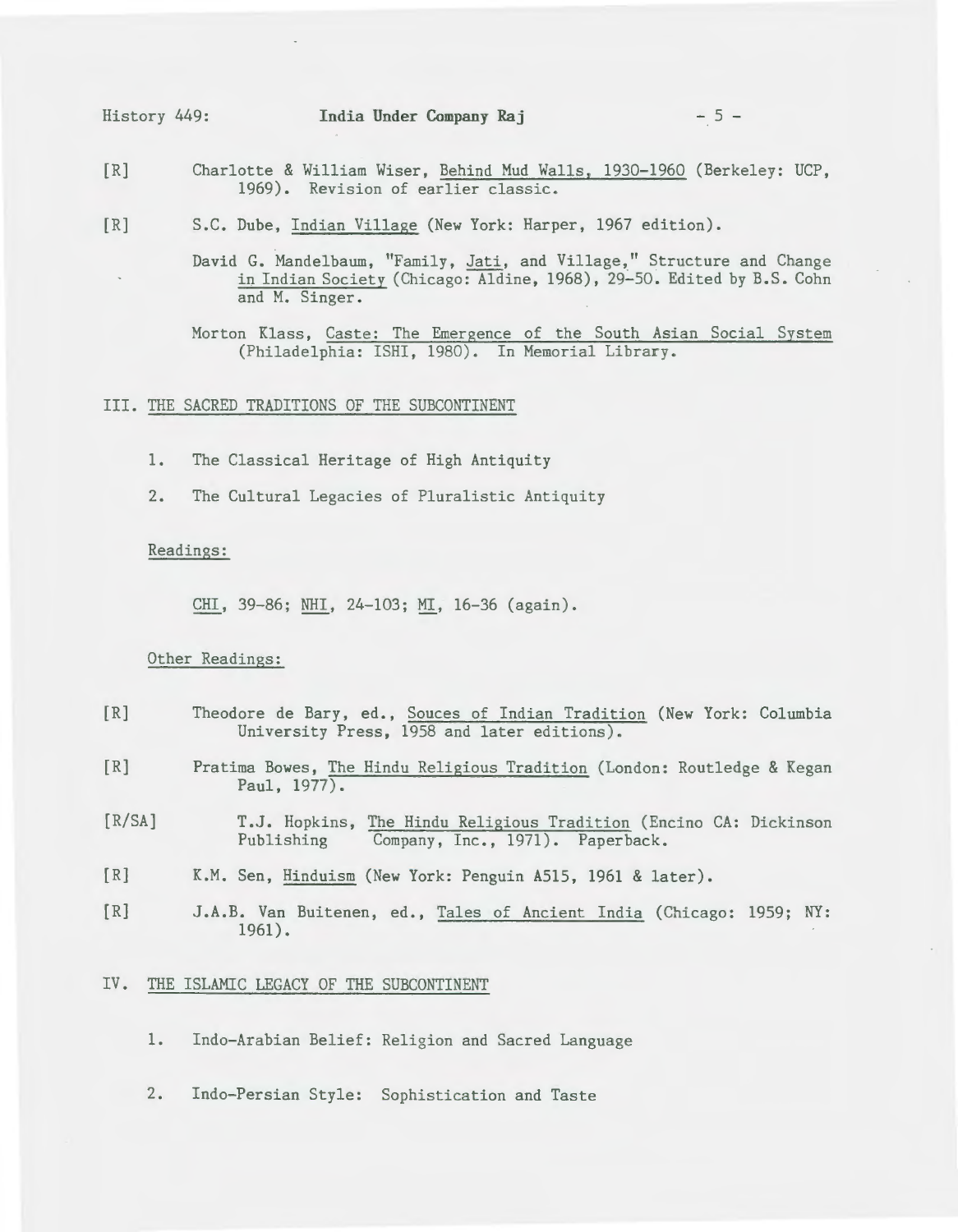[R] Charlotte & William Wiser, Behind Mud Walls, 1930-1960 (Berkeley: UCP, 1969). Revision of earlier classic.

[R] S.C. Dube, Indian Village (New York: Harper, 1967 edition).

David G. Mandelbaum, "Family, Jati, and Village," Structure and Change in Indian Society (Chicago: Aldine, 1968), 29-50. Edited by B.S. Cohn and M. Singer.

Morton Klass, Caste: The Emergence of the South Asian Social System (Philadelphia: ISHI, 1980). In Memorial Library.

## III. THE SACRED TRADITIONS OF THE SUBCONTINENT

1. The Classical Heritage of High Antiquity
2. The Cultural Legacies of Pluralistic Antiquity

Readings:

CHI, 39-86; NHI, 24-103; MI, 16-36 (again).

Other Readings:

[R] Theodore de Bary, ed., Souces of Indian Tradition (New York: Columbia University Press, 1958 and later editions).

[R] Pratima Bowes, The Hindu Religious Tradition (London: Routledge & Kegan Paul, 1977).

[R/SA] T.J. Hopkins, The Hindu Religious Tradition (Encino CA: Dickinson Publishing Company, Inc., 1971). Paperback.

[R] K.M. Sen, Hinduism (New York: Penguin A515, 1961 & later).

[R] J.A.B. Van Buitenen, ed., Tales of Ancient India (Chicago: 1959; NY: 1961).

## IV. THE ISLAMIC LEGACY OF THE SUBCONTINENT

1. Indo-Arabian Belief: Religion and Sacred Language
2. Indo-Persian Style: Sophistication and Taste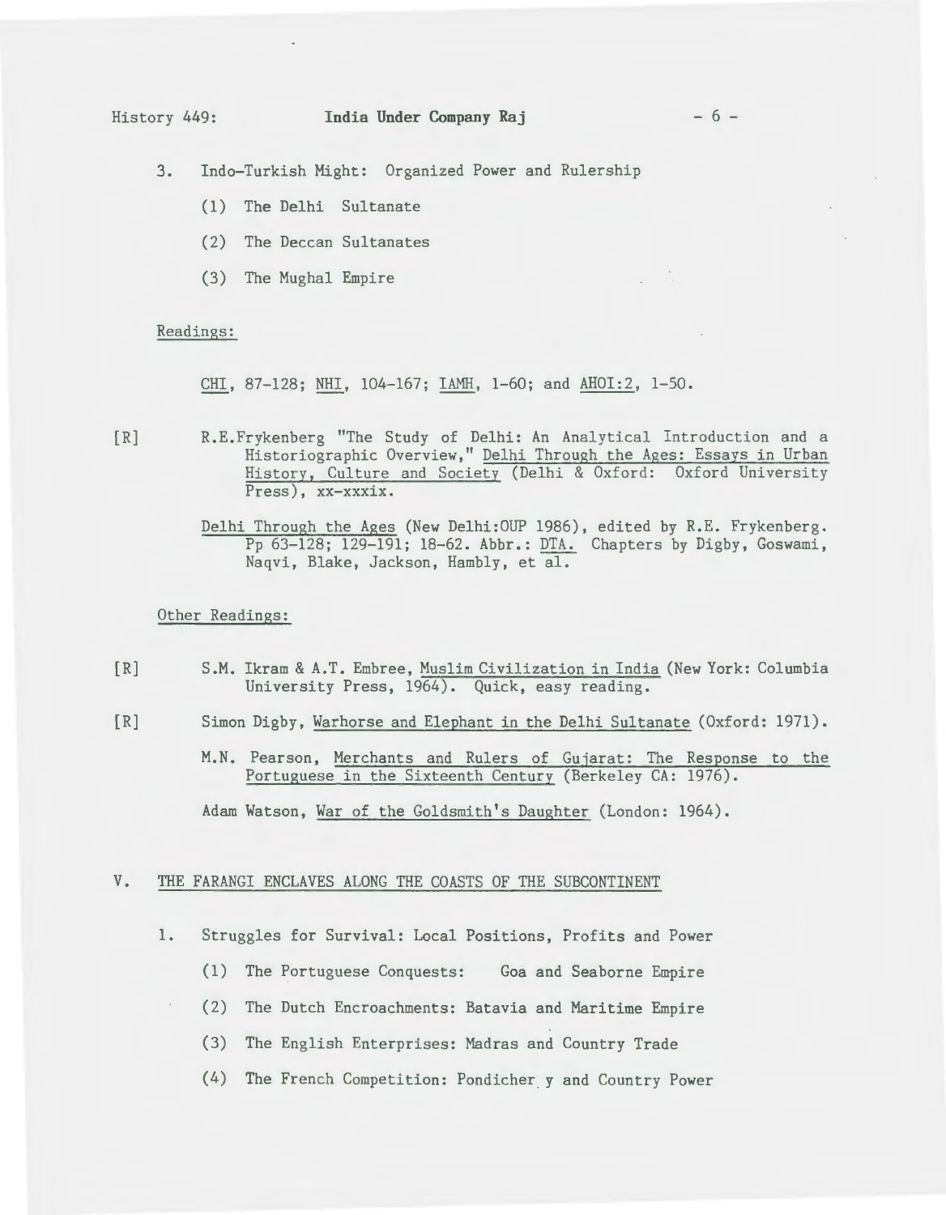3. Indo-Turkish Might: Organized Power and Rulership

   (1) The Delhi Sultanate

   (2) The Deccan Sultanates

   (3) The Mughal Empire

Readings:

<u>CHI</u>, 87-128; <u>NHI</u>, 104-167; <u>IAMH</u>, 1-60; and <u>AHOI:2</u>, 1-50.

[R] R.E.Frykenberg "The Study of Delhi: An Analytical Introduction and a Historiographic Overview," <u>Delhi Through the Ages: Essays in Urban History, Culture and Society</u> (Delhi & Oxford: Oxford University Press), xx-xxxix.

<u>Delhi Through the Ages</u> (New Delhi:OUP 1986), edited by R.E. Frykenberg. Pp 63-128; 129-191; 18-62. Abbr.: <u>DTA.</u> Chapters by Digby, Goswami, Naqvi, Blake, Jackson, Hambly, et al.

Other Readings:

[R] S.M. Ikram & A.T. Embree, <u>Muslim Civilization in India</u> (New York: Columbia University Press, 1964). Quick, easy reading.

[R] Simon Digby, <u>Warhorse and Elephant in the Delhi Sultanate</u> (Oxford: 1971).

M.N. Pearson, <u>Merchants and Rulers of Gujarat: The Response to the Portuguese in the Sixteenth Century</u> (Berkeley CA: 1976).

Adam Watson, <u>War of the Goldsmith's Daughter</u> (London: 1964).

## V. <u>THE FARANGI ENCLAVES ALONG THE COASTS OF THE SUBCONTINENT</u>

1. Struggles for Survival: Local Positions, Profits and Power

   (1) The Portuguese Conquests: Goa and Seaborne Empire

   (2) The Dutch Encroachments: Batavia and Maritime Empire

   (3) The English Enterprises: Madras and Country Trade

   (4) The French Competition: Pondicher y and Country Power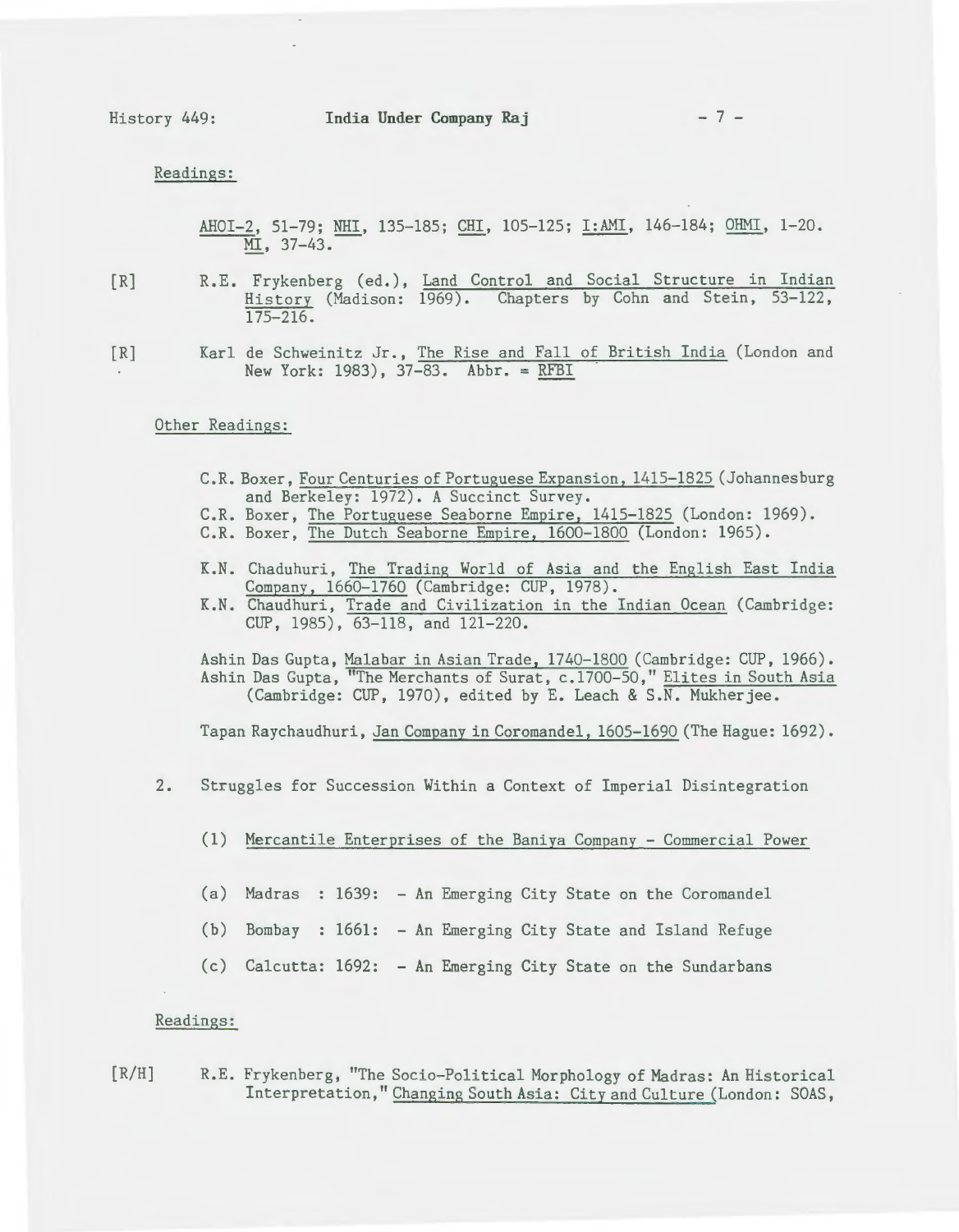Readings:

AHOI-2, 51-79; NHI, 135-185; CHI, 105-125; I:AMI, 146-184; OHMI, 1-20. MI, 37-43.

[R] R.E. Frykenberg (ed.), Land Control and Social Structure in Indian History (Madison: 1969). Chapters by Cohn and Stein, 53-122, 175-216.

[R] Karl de Schweinitz Jr., The Rise and Fall of British India (London and New York: 1983), 37-83. Abbr. = RFBI

Other Readings:

C.R. Boxer, Four Centuries of Portuguese Expansion, 1415-1825 (Johannesburg and Berkeley: 1972). A Succinct Survey.
C.R. Boxer, The Portuguese Seaborne Empire, 1415-1825 (London: 1969).
C.R. Boxer, The Dutch Seaborne Empire, 1600-1800 (London: 1965).

K.N. Chaduhuri, The Trading World of Asia and the English East India Company, 1660-1760 (Cambridge: CUP, 1978).
K.N. Chaudhuri, Trade and Civilization in the Indian Ocean (Cambridge: CUP, 1985), 63-118, and 121-220.

Ashin Das Gupta, Malabar in Asian Trade, 1740-1800 (Cambridge: CUP, 1966).
Ashin Das Gupta, "The Merchants of Surat, c.1700-50," Elites in South Asia (Cambridge: CUP, 1970), edited by E. Leach & S.N. Mukherjee.

Tapan Raychaudhuri, Jan Company in Coromandel, 1605-1690 (The Hague: 1692).

2. Struggles for Succession Within a Context of Imperial Disintegration

(1) Mercantile Enterprises of the Baniya Company - Commercial Power

(a) Madras : 1639: - An Emerging City State on the Coromandel

(b) Bombay : 1661: - An Emerging City State and Island Refuge

(c) Calcutta: 1692: - An Emerging City State on the Sundarbans

Readings:

[R/H] R.E. Frykenberg, "The Socio-Political Morphology of Madras: An Historical Interpretation," Changing South Asia: City and Culture (London: SOAS,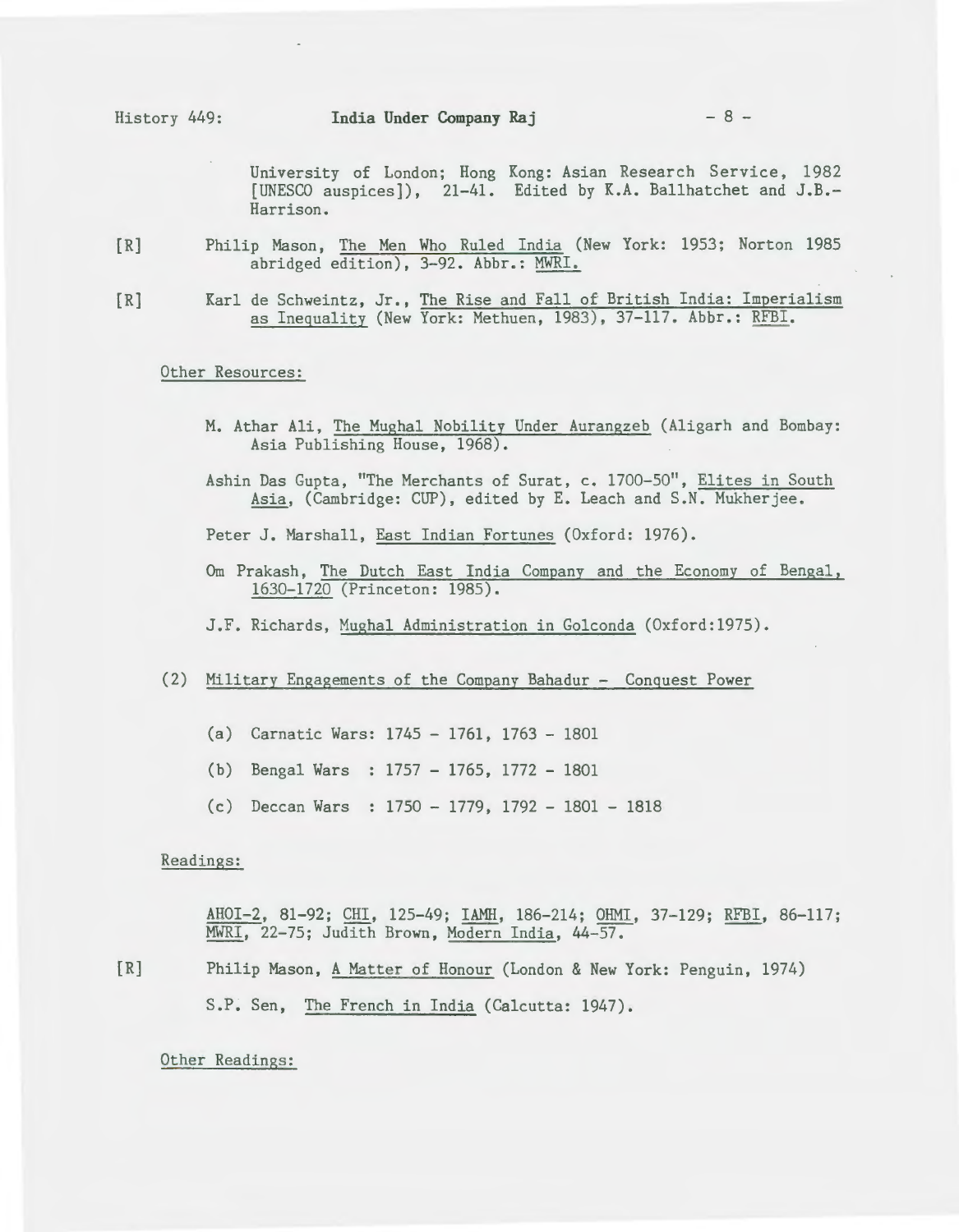University of London; Hong Kong: Asian Research Service, 1982 [UNESCO auspices]), 21-41. Edited by K.A. Ballhatchet and J.B.-Harrison.

[R] Philip Mason, The Men Who Ruled India (New York: 1953; Norton 1985 abridged edition), 3-92. Abbr.: MWRI.

[R] Karl de Schweintz, Jr., The Rise and Fall of British India: Imperialism as Inequality (New York: Methuen, 1983), 37-117. Abbr.: RFBI.

Other Resources:

M. Athar Ali, The Mughal Nobility Under Aurangzeb (Aligarh and Bombay: Asia Publishing House, 1968).

Ashin Das Gupta, "The Merchants of Surat, c. 1700-50", Elites in South Asia, (Cambridge: CUP), edited by E. Leach and S.N. Mukherjee.

Peter J. Marshall, East Indian Fortunes (Oxford: 1976).

Om Prakash, The Dutch East India Company and the Economy of Bengal, 1630-1720 (Princeton: 1985).

J.F. Richards, Mughal Administration in Golconda (Oxford:1975).

(2) Military Engagements of the Company Bahadur - Conquest Power

(a) Carnatic Wars: 1745 - 1761, 1763 - 1801

(b) Bengal Wars : 1757 - 1765, 1772 - 1801

(c) Deccan Wars : 1750 - 1779, 1792 - 1801 - 1818

Readings:

AHOI-2, 81-92; CHI, 125-49; IAMH, 186-214; OHMI, 37-129; RFBI, 86-117; MWRI, 22-75; Judith Brown, Modern India, 44-57.

[R] Philip Mason, A Matter of Honour (London & New York: Penguin, 1974)

S.P. Sen, The French in India (Calcutta: 1947).

Other Readings: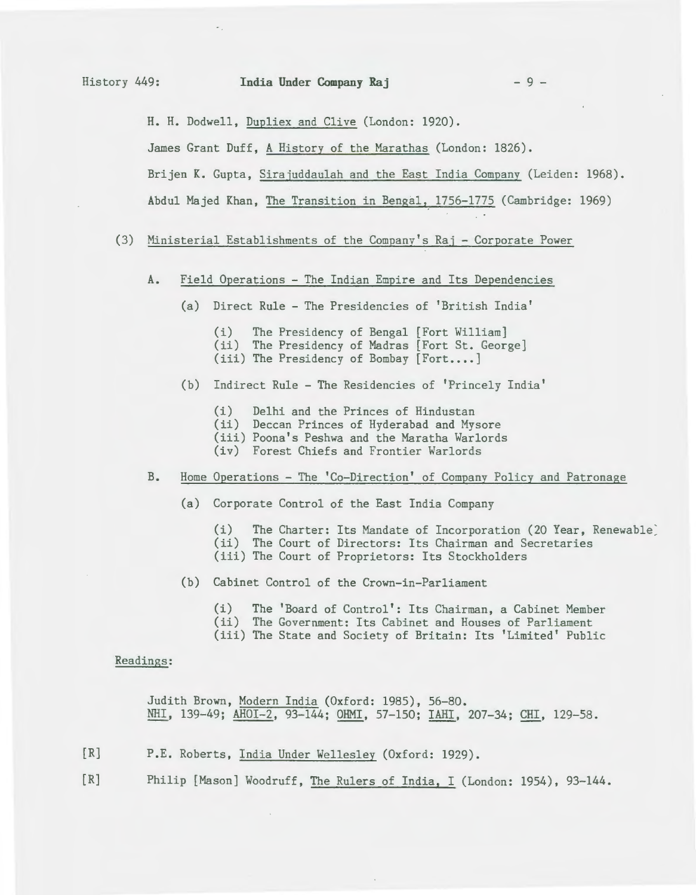H. H. Dodwell, Dupliex and Clive (London: 1920).

James Grant Duff, A History of the Marathas (London: 1826).

Brijen K. Gupta, Sirajuddaulah and the East India Company (Leiden: 1968).

Abdul Majed Khan, The Transition in Bengal, 1756-1775 (Cambridge: 1969)

(3) Ministerial Establishments of the Company's Raj - Corporate Power

A. Field Operations - The Indian Empire and Its Dependencies

(a) Direct Rule - The Presidencies of 'British India'

(i) The Presidency of Bengal [Fort William]
(ii) The Presidency of Madras [Fort St. George]
(iii) The Presidency of Bombay [Fort....]

(b) Indirect Rule - The Residencies of 'Princely India'

(i) Delhi and the Princes of Hindustan
(ii) Deccan Princes of Hyderabad and Mysore
(iii) Poona's Peshwa and the Maratha Warlords
(iv) Forest Chiefs and Frontier Warlords

B. Home Operations - The 'Co-Direction' of Company Policy and Patronage

(a) Corporate Control of the East India Company

(i) The Charter: Its Mandate of Incorporation (20 Year, Renewable)
(ii) The Court of Directors: Its Chairman and Secretaries
(iii) The Court of Proprietors: Its Stockholders

(b) Cabinet Control of the Crown-in-Parliament

(i) The 'Board of Control': Its Chairman, a Cabinet Member
(ii) The Government: Its Cabinet and Houses of Parliament
(iii) The State and Society of Britain: Its 'Limited' Public

Readings:

Judith Brown, Modern India (Oxford: 1985), 56-80.
NHI, 139-49; AHOI-2, 93-144; OHMI, 57-150; IAHI, 207-34; CHI, 129-58.

[R] P.E. Roberts, India Under Wellesley (Oxford: 1929).

[R] Philip [Mason] Woodruff, The Rulers of India, I (London: 1954), 93-144.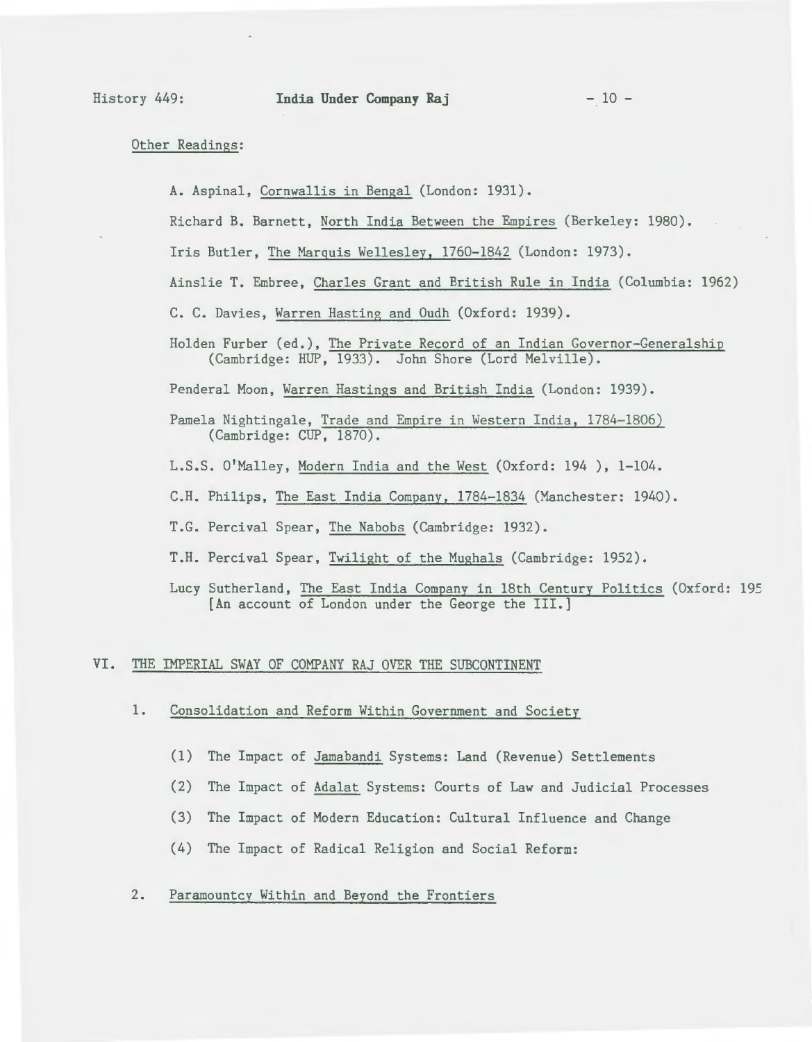Other Readings:

A. Aspinal, Cornwallis in Bengal (London: 1931).

Richard B. Barnett, North India Between the Empires (Berkeley: 1980).

Iris Butler, The Marquis Wellesley, 1760-1842 (London: 1973).

Ainslie T. Embree, Charles Grant and British Rule in India (Columbia: 1962)

C. C. Davies, Warren Hasting and Oudh (Oxford: 1939).

Holden Furber (ed.), The Private Record of an Indian Governor-Generalship (Cambridge: HUP, 1933). John Shore (Lord Melville).

Penderal Moon, Warren Hastings and British India (London: 1939).

Pamela Nightingale, Trade and Empire in Western India, 1784-1806) (Cambridge: CUP, 1870).

L.S.S. O'Malley, Modern India and the West (Oxford: 194 ), 1-104.

C.H. Philips, The East India Company, 1784-1834 (Manchester: 1940).

T.G. Percival Spear, The Nabobs (Cambridge: 1932).

T.H. Percival Spear, Twilight of the Mughals (Cambridge: 1952).

Lucy Sutherland, The East India Company in 18th Century Politics (Oxford: 195 [An account of London under the George the III.]

## VI. THE IMPERIAL SWAY OF COMPANY RAJ OVER THE SUBCONTINENT

### 1. Consolidation and Reform Within Government and Society

(1) The Impact of Jamabandi Systems: Land (Revenue) Settlements

(2) The Impact of Adalat Systems: Courts of Law and Judicial Processes

(3) The Impact of Modern Education: Cultural Influence and Change

(4) The Impact of Radical Religion and Social Reform:

### 2. Paramountcy Within and Beyond the Frontiers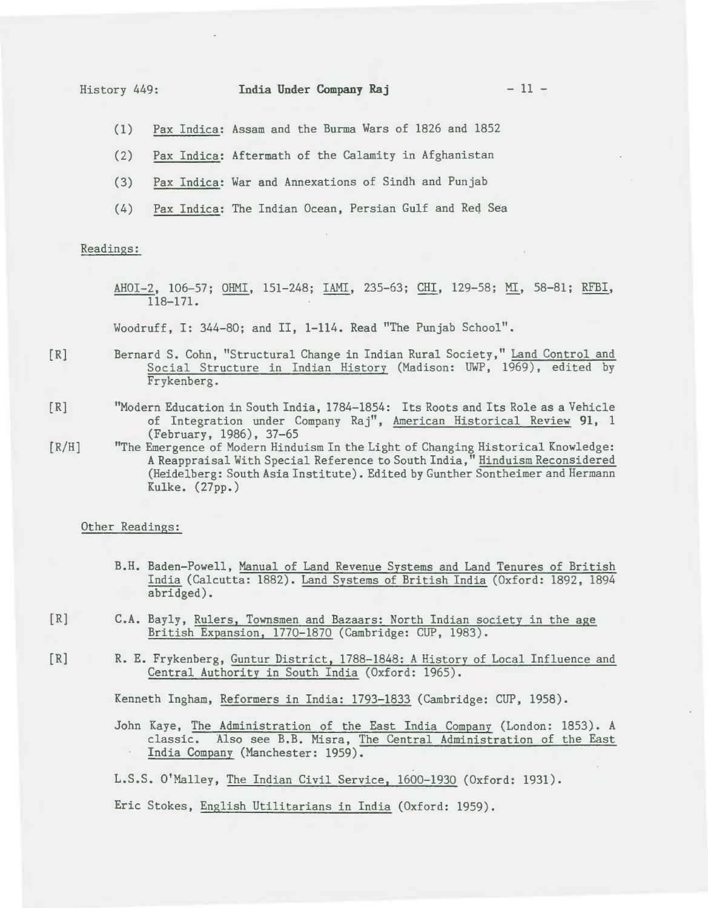(1) Pax Indica: Assam and the Burma Wars of 1826 and 1852

(2) Pax Indica: Aftermath of the Calamity in Afghanistan

(3) Pax Indica: War and Annexations of Sindh and Punjab

(4) Pax Indica: The Indian Ocean, Persian Gulf and Red Sea

Readings:

AHOI-2, 106-57; OHMI, 151-248; IAMI, 235-63; CHI, 129-58; MI, 58-81; RFBI, 118-171.

Woodruff, I: 344-80; and II, 1-114. Read "The Punjab School".

[R] Bernard S. Cohn, "Structural Change in Indian Rural Society," Land Control and Social Structure in Indian History (Madison: UWP, 1969), edited by Frykenberg.

[R] "Modern Education in South India, 1784-1854: Its Roots and Its Role as a Vehicle of Integration under Company Raj", American Historical Review **91**, 1 (February, 1986), 37-65

[R/H] "The Emergence of Modern Hinduism In the Light of Changing Historical Knowledge: A Reappraisal With Special Reference to South India," Hinduism Reconsidered (Heidelberg: South Asia Institute). Edited by Gunther Sontheimer and Hermann Kulke. (27pp.)

Other Readings:

B.H. Baden-Powell, Manual of Land Revenue Systems and Land Tenures of British India (Calcutta: 1882). Land Systems of British India (Oxford: 1892, 1894 abridged).

[R] C.A. Bayly, Rulers, Townsmen and Bazaars: North Indian society in the age British Expansion, 1770-1870 (Cambridge: CUP, 1983).

[R] R. E. Frykenberg, Guntur District, 1788-1848: A History of Local Influence and Central Authority in South India (Oxford: 1965).

Kenneth Ingham, Reformers in India: 1793-1833 (Cambridge: CUP, 1958).

John Kaye, The Administration of the East India Company (London: 1853). A classic. Also see B.B. Misra, The Central Administration of the East India Company (Manchester: 1959).

L.S.S. O'Malley, The Indian Civil Service, 1600-1930 (Oxford: 1931).

Eric Stokes, English Utilitarians in India (Oxford: 1959).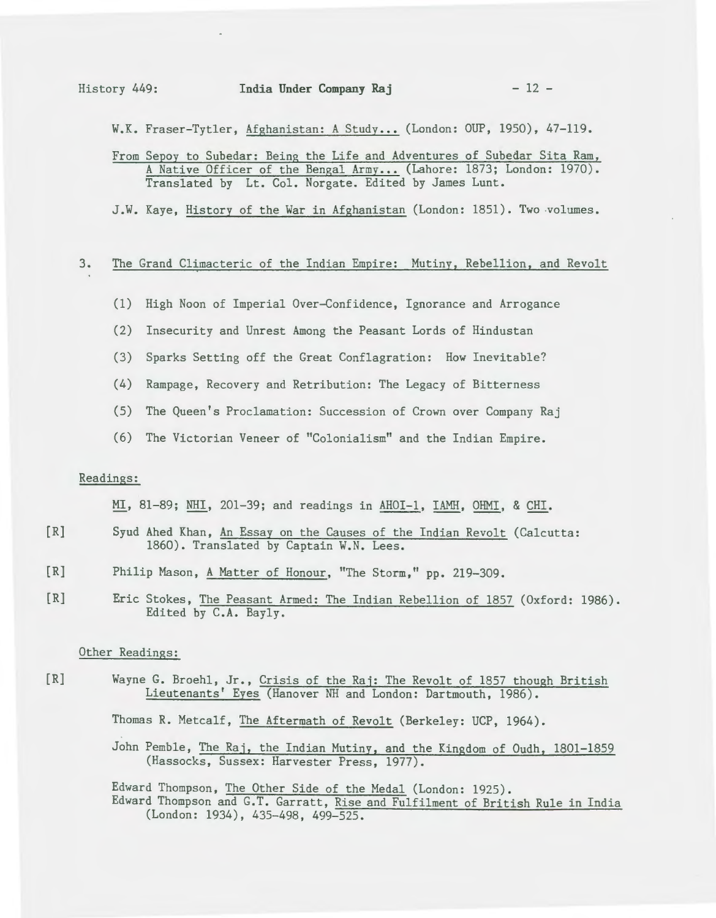W.K. Fraser-Tytler, Afghanistan: A Study... (London: OUP, 1950), 47-119.

From Sepoy to Subedar: Being the Life and Adventures of Subedar Sita Ram, A Native Officer of the Bengal Army... (Lahore: 1873; London: 1970). Translated by Lt. Col. Norgate. Edited by James Lunt.

J.W. Kaye, History of the War in Afghanistan (London: 1851). Two volumes.

## 3. The Grand Climacteric of the Indian Empire: Mutiny, Rebellion, and Revolt

(1) High Noon of Imperial Over-Confidence, Ignorance and Arrogance

(2) Insecurity and Unrest Among the Peasant Lords of Hindustan

(3) Sparks Setting off the Great Conflagration: How Inevitable?

(4) Rampage, Recovery and Retribution: The Legacy of Bitterness

(5) The Queen's Proclamation: Succession of Crown over Company Raj

(6) The Victorian Veneer of "Colonialism" and the Indian Empire.

### Readings:

MI, 81-89; NHI, 201-39; and readings in AHOI-1, IAMH, OHMI, & CHI.

[R] Syud Ahed Khan, An Essay on the Causes of the Indian Revolt (Calcutta: 1860). Translated by Captain W.N. Lees.

[R] Philip Mason, A Matter of Honour, "The Storm," pp. 219-309.

[R] Eric Stokes, The Peasant Armed: The Indian Rebellion of 1857 (Oxford: 1986). Edited by C.A. Bayly.

### Other Readings:

[R] Wayne G. Broehl, Jr., Crisis of the Raj: The Revolt of 1857 though British Lieutenants' Eyes (Hanover NH and London: Dartmouth, 1986).

Thomas R. Metcalf, The Aftermath of Revolt (Berkeley: UCP, 1964).

John Pemble, The Raj, the Indian Mutiny, and the Kingdom of Oudh, 1801-1859 (Hassocks, Sussex: Harvester Press, 1977).

Edward Thompson, The Other Side of the Medal (London: 1925).

Edward Thompson and G.T. Garratt, Rise and Fulfilment of British Rule in India (London: 1934), 435-498, 499-525.